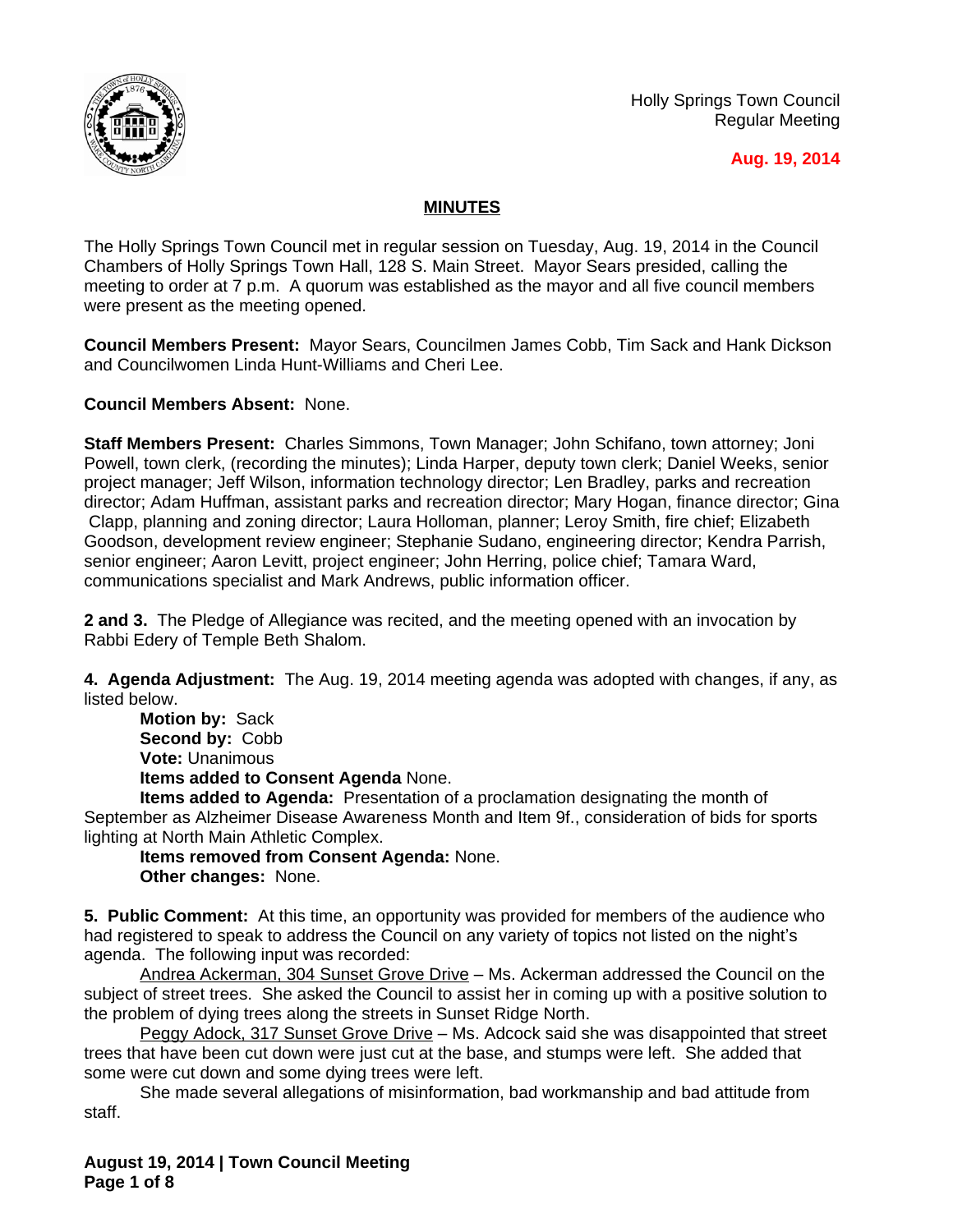Holly Springs Town Council
Regular Meeting

**Aug. 19, 2014**

## MINUTES

The Holly Springs Town Council met in regular session on Tuesday, Aug. 19, 2014 in the Council Chambers of Holly Springs Town Hall, 128 S. Main Street. Mayor Sears presided, calling the meeting to order at 7 p.m. A quorum was established as the mayor and all five council members were present as the meeting opened.

**Council Members Present:** Mayor Sears, Councilmen James Cobb, Tim Sack and Hank Dickson and Councilwomen Linda Hunt-Williams and Cheri Lee.

**Council Members Absent:** None.

**Staff Members Present:** Charles Simmons, Town Manager; John Schifano, town attorney; Joni Powell, town clerk, (recording the minutes); Linda Harper, deputy town clerk; Daniel Weeks, senior project manager; Jeff Wilson, information technology director; Len Bradley, parks and recreation director; Adam Huffman, assistant parks and recreation director; Mary Hogan, finance director; Gina Clapp, planning and zoning director; Laura Holloman, planner; Leroy Smith, fire chief; Elizabeth Goodson, development review engineer; Stephanie Sudano, engineering director; Kendra Parrish, senior engineer; Aaron Levitt, project engineer; John Herring, police chief; Tamara Ward, communications specialist and Mark Andrews, public information officer.

**2 and 3.** The Pledge of Allegiance was recited, and the meeting opened with an invocation by Rabbi Edery of Temple Beth Shalom.

**4. Agenda Adjustment:** The Aug. 19, 2014 meeting agenda was adopted with changes, if any, as listed below.

**Motion by:** Sack
**Second by:** Cobb
**Vote:** Unanimous
**Items added to Consent Agenda** None.
**Items added to Agenda:** Presentation of a proclamation designating the month of September as Alzheimer Disease Awareness Month and Item 9f., consideration of bids for sports lighting at North Main Athletic Complex.
**Items removed from Consent Agenda:** None.
**Other changes:** None.

**5. Public Comment:** At this time, an opportunity was provided for members of the audience who had registered to speak to address the Council on any variety of topics not listed on the night's agenda. The following input was recorded:

Andrea Ackerman, 304 Sunset Grove Drive – Ms. Ackerman addressed the Council on the subject of street trees. She asked the Council to assist her in coming up with a positive solution to the problem of dying trees along the streets in Sunset Ridge North.

Peggy Adock, 317 Sunset Grove Drive – Ms. Adcock said she was disappointed that street trees that have been cut down were just cut at the base, and stumps were left. She added that some were cut down and some dying trees were left.

She made several allegations of misinformation, bad workmanship and bad attitude from staff.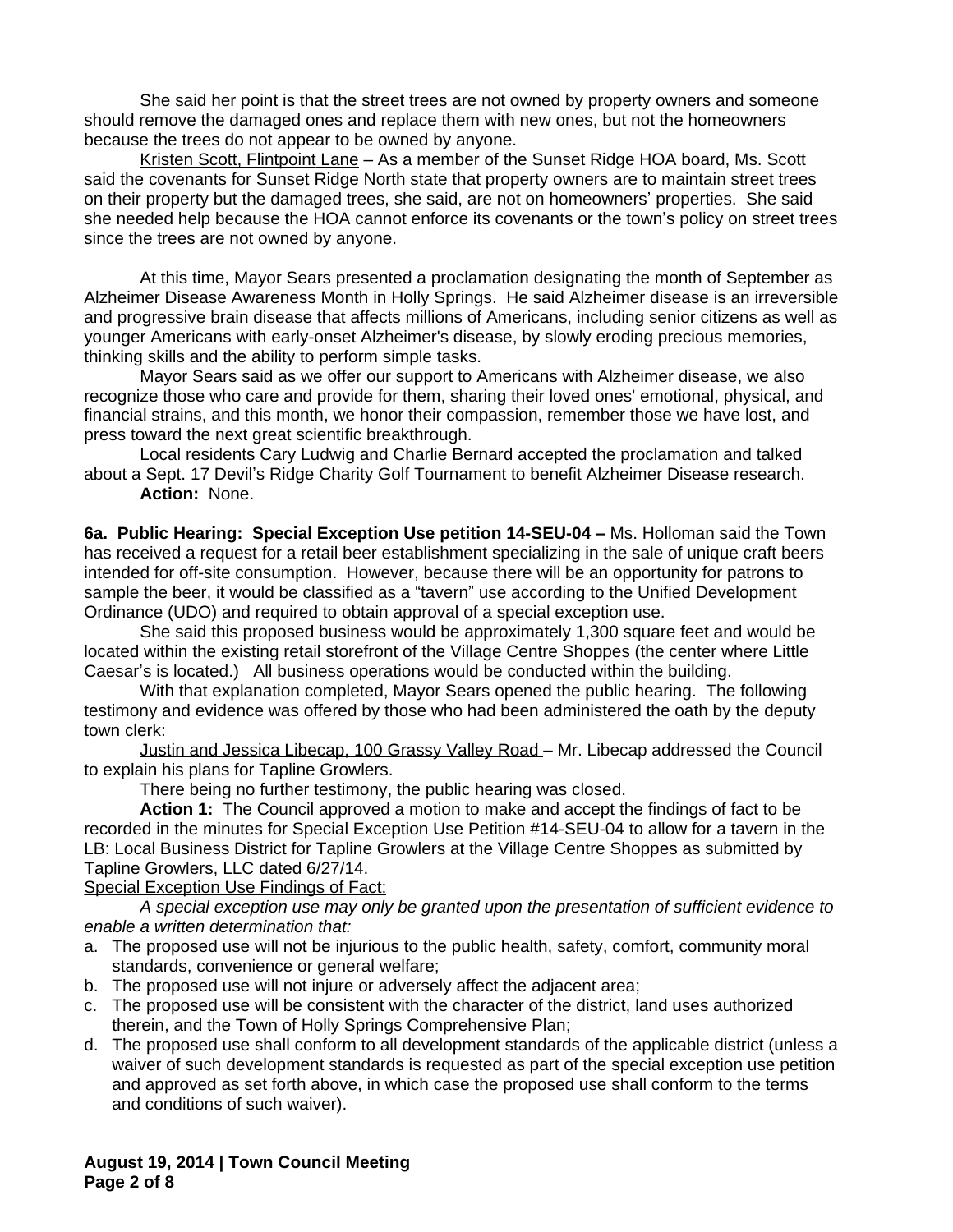She said her point is that the street trees are not owned by property owners and someone should remove the damaged ones and replace them with new ones, but not the homeowners because the trees do not appear to be owned by anyone.

Kristen Scott, Flintpoint Lane – As a member of the Sunset Ridge HOA board, Ms. Scott said the covenants for Sunset Ridge North state that property owners are to maintain street trees on their property but the damaged trees, she said, are not on homeowners' properties. She said she needed help because the HOA cannot enforce its covenants or the town's policy on street trees since the trees are not owned by anyone.

At this time, Mayor Sears presented a proclamation designating the month of September as Alzheimer Disease Awareness Month in Holly Springs. He said Alzheimer disease is an irreversible and progressive brain disease that affects millions of Americans, including senior citizens as well as younger Americans with early-onset Alzheimer's disease, by slowly eroding precious memories, thinking skills and the ability to perform simple tasks.

Mayor Sears said as we offer our support to Americans with Alzheimer disease, we also recognize those who care and provide for them, sharing their loved ones' emotional, physical, and financial strains, and this month, we honor their compassion, remember those we have lost, and press toward the next great scientific breakthrough.

Local residents Cary Ludwig and Charlie Bernard accepted the proclamation and talked about a Sept. 17 Devil's Ridge Charity Golf Tournament to benefit Alzheimer Disease research.

**Action:** None.

**6a. Public Hearing: Special Exception Use petition 14-SEU-04 –** Ms. Holloman said the Town has received a request for a retail beer establishment specializing in the sale of unique craft beers intended for off-site consumption. However, because there will be an opportunity for patrons to sample the beer, it would be classified as a "tavern" use according to the Unified Development Ordinance (UDO) and required to obtain approval of a special exception use.

She said this proposed business would be approximately 1,300 square feet and would be located within the existing retail storefront of the Village Centre Shoppes (the center where Little Caesar's is located.) All business operations would be conducted within the building.

With that explanation completed, Mayor Sears opened the public hearing. The following testimony and evidence was offered by those who had been administered the oath by the deputy town clerk:

Justin and Jessica Libecap, 100 Grassy Valley Road – Mr. Libecap addressed the Council to explain his plans for Tapline Growlers.

There being no further testimony, the public hearing was closed.

**Action 1:** The Council approved a motion to make and accept the findings of fact to be recorded in the minutes for Special Exception Use Petition #14-SEU-04 to allow for a tavern in the LB: Local Business District for Tapline Growlers at the Village Centre Shoppes as submitted by Tapline Growlers, LLC dated 6/27/14.

Special Exception Use Findings of Fact:

*A special exception use may only be granted upon the presentation of sufficient evidence to enable a written determination that:*

a. The proposed use will not be injurious to the public health, safety, comfort, community moral standards, convenience or general welfare;
b. The proposed use will not injure or adversely affect the adjacent area;
c. The proposed use will be consistent with the character of the district, land uses authorized therein, and the Town of Holly Springs Comprehensive Plan;
d. The proposed use shall conform to all development standards of the applicable district (unless a waiver of such development standards is requested as part of the special exception use petition and approved as set forth above, in which case the proposed use shall conform to the terms and conditions of such waiver).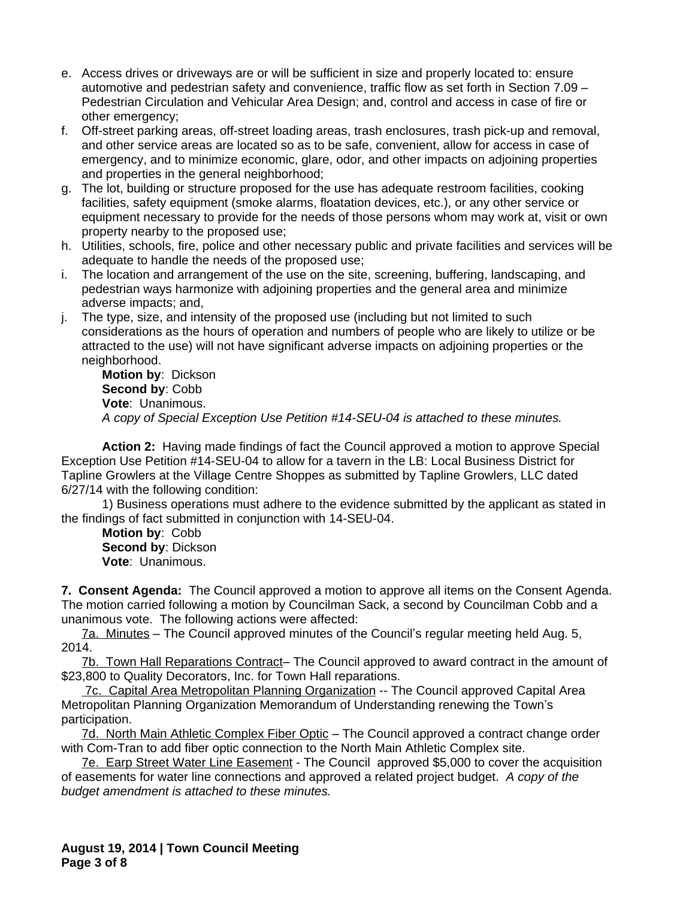e. Access drives or driveways are or will be sufficient in size and properly located to: ensure automotive and pedestrian safety and convenience, traffic flow as set forth in Section 7.09 – Pedestrian Circulation and Vehicular Area Design; and, control and access in case of fire or other emergency;
f. Off-street parking areas, off-street loading areas, trash enclosures, trash pick-up and removal, and other service areas are located so as to be safe, convenient, allow for access in case of emergency, and to minimize economic, glare, odor, and other impacts on adjoining properties and properties in the general neighborhood;
g. The lot, building or structure proposed for the use has adequate restroom facilities, cooking facilities, safety equipment (smoke alarms, floatation devices, etc.), or any other service or equipment necessary to provide for the needs of those persons whom may work at, visit or own property nearby to the proposed use;
h. Utilities, schools, fire, police and other necessary public and private facilities and services will be adequate to handle the needs of the proposed use;
i. The location and arrangement of the use on the site, screening, buffering, landscaping, and pedestrian ways harmonize with adjoining properties and the general area and minimize adverse impacts; and,
j. The type, size, and intensity of the proposed use (including but not limited to such considerations as the hours of operation and numbers of people who are likely to utilize or be attracted to the use) will not have significant adverse impacts on adjoining properties or the neighborhood.

**Motion by**: Dickson
**Second by**: Cobb
**Vote**: Unanimous.
*A copy of Special Exception Use Petition #14-SEU-04 is attached to these minutes.*

**Action 2:** Having made findings of fact the Council approved a motion to approve Special Exception Use Petition #14-SEU-04 to allow for a tavern in the LB: Local Business District for Tapline Growlers at the Village Centre Shoppes as submitted by Tapline Growlers, LLC dated 6/27/14 with the following condition:

1) Business operations must adhere to the evidence submitted by the applicant as stated in the findings of fact submitted in conjunction with 14-SEU-04.

**Motion by**: Cobb
**Second by**: Dickson
**Vote**: Unanimous.

**7. Consent Agenda:** The Council approved a motion to approve all items on the Consent Agenda. The motion carried following a motion by Councilman Sack, a second by Councilman Cobb and a unanimous vote. The following actions were affected:

7a. Minutes – The Council approved minutes of the Council's regular meeting held Aug. 5, 2014.

7b. Town Hall Reparations Contract– The Council approved to award contract in the amount of $23,800 to Quality Decorators, Inc. for Town Hall reparations.

7c. Capital Area Metropolitan Planning Organization -- The Council approved Capital Area Metropolitan Planning Organization Memorandum of Understanding renewing the Town's participation.

7d. North Main Athletic Complex Fiber Optic – The Council approved a contract change order with Com-Tran to add fiber optic connection to the North Main Athletic Complex site.

7e. Earp Street Water Line Easement - The Council approved $5,000 to cover the acquisition of easements for water line connections and approved a related project budget. *A copy of the budget amendment is attached to these minutes.*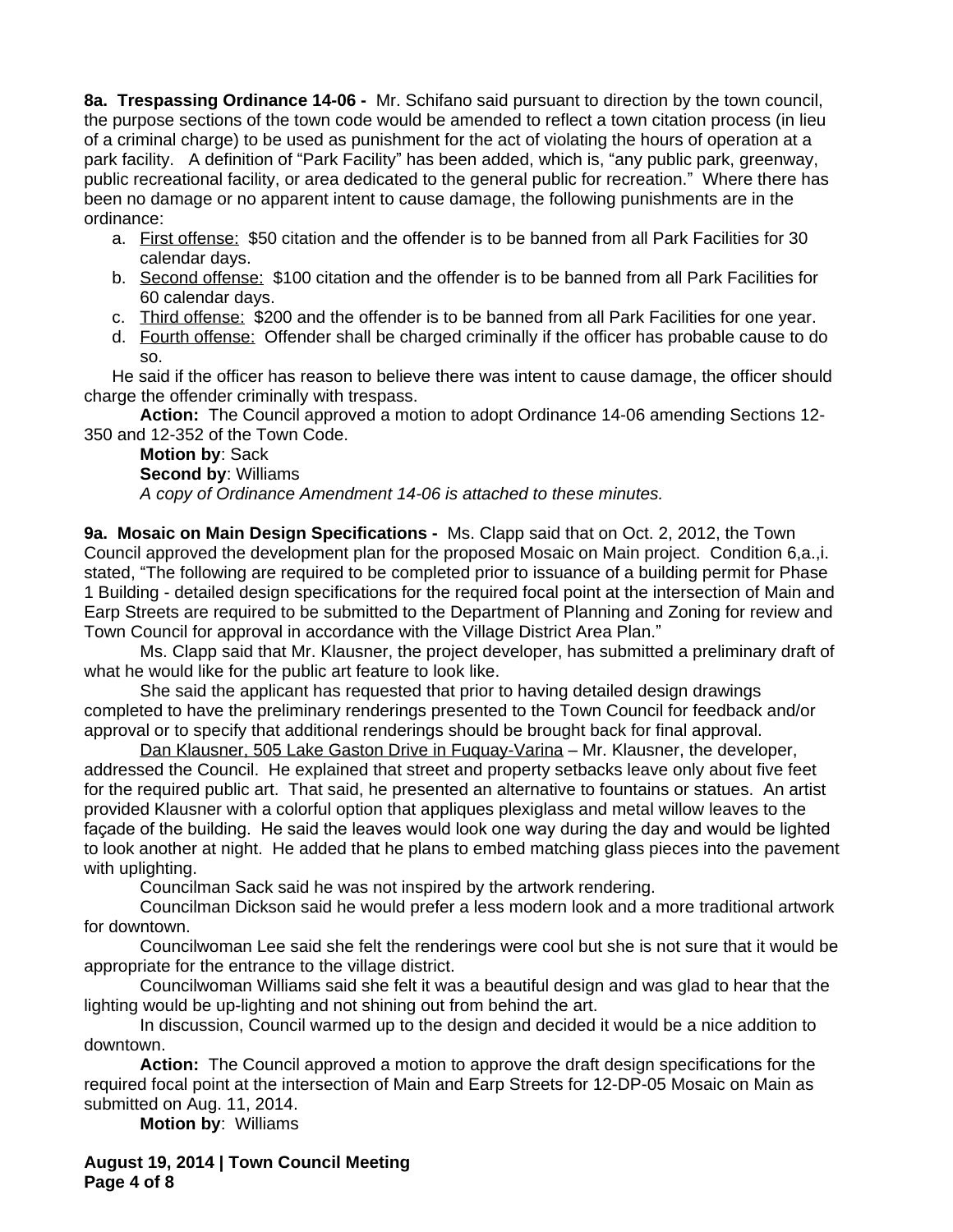**8a. Trespassing Ordinance 14-06 -** Mr. Schifano said pursuant to direction by the town council, the purpose sections of the town code would be amended to reflect a town citation process (in lieu of a criminal charge) to be used as punishment for the act of violating the hours of operation at a park facility. A definition of "Park Facility" has been added, which is, "any public park, greenway, public recreational facility, or area dedicated to the general public for recreation." Where there has been no damage or no apparent intent to cause damage, the following punishments are in the ordinance:

a. <u>First offense:</u> $50 citation and the offender is to be banned from all Park Facilities for 30 calendar days.
b. <u>Second offense:</u> $100 citation and the offender is to be banned from all Park Facilities for 60 calendar days.
c. <u>Third offense:</u> $200 and the offender is to be banned from all Park Facilities for one year.
d. <u>Fourth offense:</u> Offender shall be charged criminally if the officer has probable cause to do so.

He said if the officer has reason to believe there was intent to cause damage, the officer should charge the offender criminally with trespass.

**Action:** The Council approved a motion to adopt Ordinance 14-06 amending Sections 12-350 and 12-352 of the Town Code.

**Motion by**: Sack

**Second by**: Williams

*A copy of Ordinance Amendment 14-06 is attached to these minutes.*

**9a. Mosaic on Main Design Specifications -** Ms. Clapp said that on Oct. 2, 2012, the Town Council approved the development plan for the proposed Mosaic on Main project. Condition 6,a.,i. stated, "The following are required to be completed prior to issuance of a building permit for Phase 1 Building - detailed design specifications for the required focal point at the intersection of Main and Earp Streets are required to be submitted to the Department of Planning and Zoning for review and Town Council for approval in accordance with the Village District Area Plan."

Ms. Clapp said that Mr. Klausner, the project developer, has submitted a preliminary draft of what he would like for the public art feature to look like.

She said the applicant has requested that prior to having detailed design drawings completed to have the preliminary renderings presented to the Town Council for feedback and/or approval or to specify that additional renderings should be brought back for final approval.

<u>Dan Klausner, 505 Lake Gaston Drive in Fuquay-Varina</u> – Mr. Klausner, the developer, addressed the Council. He explained that street and property setbacks leave only about five feet for the required public art. That said, he presented an alternative to fountains or statues. An artist provided Klausner with a colorful option that appliques plexiglass and metal willow leaves to the façade of the building. He said the leaves would look one way during the day and would be lighted to look another at night. He added that he plans to embed matching glass pieces into the pavement with uplighting.

Councilman Sack said he was not inspired by the artwork rendering.

Councilman Dickson said he would prefer a less modern look and a more traditional artwork for downtown.

Councilwoman Lee said she felt the renderings were cool but she is not sure that it would be appropriate for the entrance to the village district.

Councilwoman Williams said she felt it was a beautiful design and was glad to hear that the lighting would be up-lighting and not shining out from behind the art.

In discussion, Council warmed up to the design and decided it would be a nice addition to downtown.

**Action:** The Council approved a motion to approve the draft design specifications for the required focal point at the intersection of Main and Earp Streets for 12-DP-05 Mosaic on Main as submitted on Aug. 11, 2014.

**Motion by**: Williams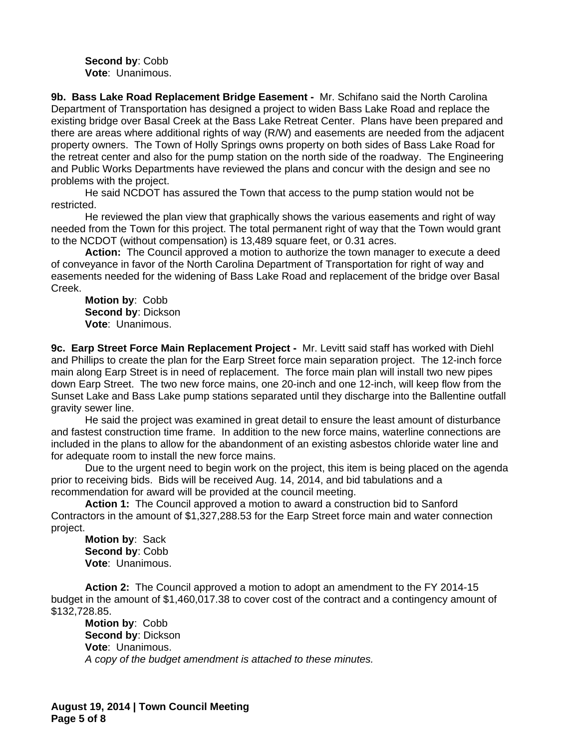**Second by**: Cobb
**Vote**: Unanimous.

**9b. Bass Lake Road Replacement Bridge Easement -** Mr. Schifano said the North Carolina Department of Transportation has designed a project to widen Bass Lake Road and replace the existing bridge over Basal Creek at the Bass Lake Retreat Center. Plans have been prepared and there are areas where additional rights of way (R/W) and easements are needed from the adjacent property owners. The Town of Holly Springs owns property on both sides of Bass Lake Road for the retreat center and also for the pump station on the north side of the roadway. The Engineering and Public Works Departments have reviewed the plans and concur with the design and see no problems with the project.

He said NCDOT has assured the Town that access to the pump station would not be restricted.

He reviewed the plan view that graphically shows the various easements and right of way needed from the Town for this project. The total permanent right of way that the Town would grant to the NCDOT (without compensation) is 13,489 square feet, or 0.31 acres.

**Action:** The Council approved a motion to authorize the town manager to execute a deed of conveyance in favor of the North Carolina Department of Transportation for right of way and easements needed for the widening of Bass Lake Road and replacement of the bridge over Basal Creek.

**Motion by**: Cobb
**Second by**: Dickson
**Vote**: Unanimous.

**9c. Earp Street Force Main Replacement Project -** Mr. Levitt said staff has worked with Diehl and Phillips to create the plan for the Earp Street force main separation project. The 12-inch force main along Earp Street is in need of replacement. The force main plan will install two new pipes down Earp Street. The two new force mains, one 20-inch and one 12-inch, will keep flow from the Sunset Lake and Bass Lake pump stations separated until they discharge into the Ballentine outfall gravity sewer line.

He said the project was examined in great detail to ensure the least amount of disturbance and fastest construction time frame. In addition to the new force mains, waterline connections are included in the plans to allow for the abandonment of an existing asbestos chloride water line and for adequate room to install the new force mains.

Due to the urgent need to begin work on the project, this item is being placed on the agenda prior to receiving bids. Bids will be received Aug. 14, 2014, and bid tabulations and a recommendation for award will be provided at the council meeting.

**Action 1:** The Council approved a motion to award a construction bid to Sanford Contractors in the amount of $1,327,288.53 for the Earp Street force main and water connection project.

**Motion by**: Sack
**Second by**: Cobb
**Vote**: Unanimous.

**Action 2:** The Council approved a motion to adopt an amendment to the FY 2014-15 budget in the amount of $1,460,017.38 to cover cost of the contract and a contingency amount of $132,728.85.

**Motion by**: Cobb
**Second by**: Dickson
**Vote**: Unanimous.
*A copy of the budget amendment is attached to these minutes.*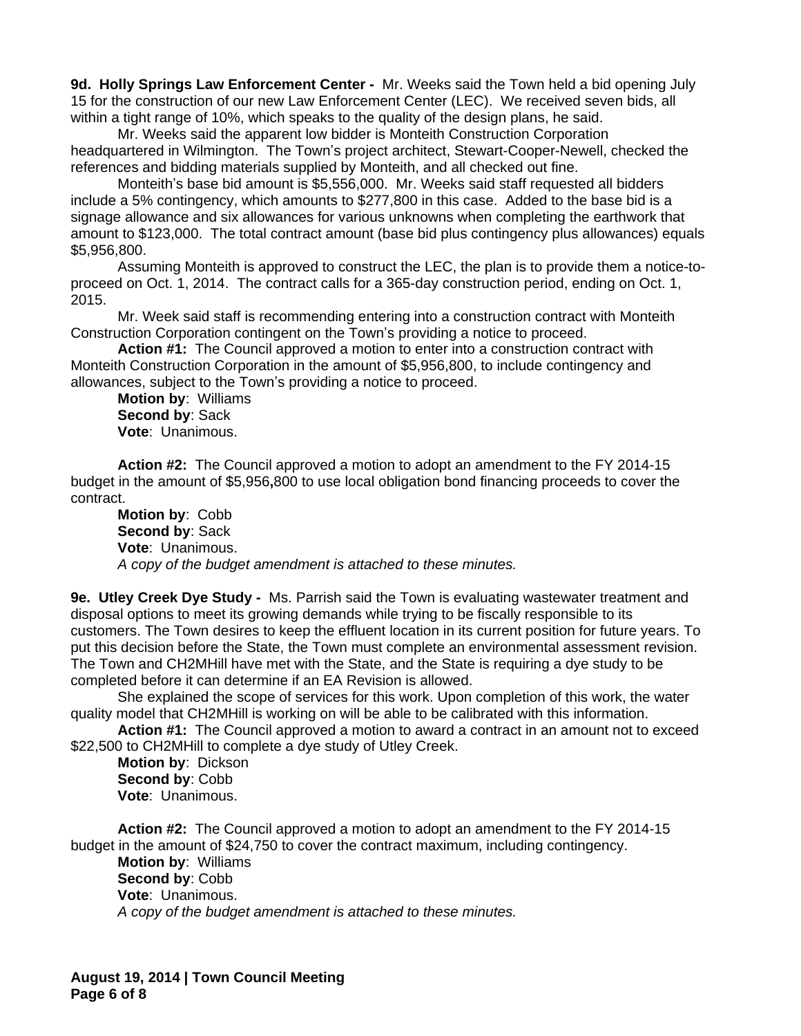**9d. Holly Springs Law Enforcement Center -** Mr. Weeks said the Town held a bid opening July 15 for the construction of our new Law Enforcement Center (LEC). We received seven bids, all within a tight range of 10%, which speaks to the quality of the design plans, he said.

Mr. Weeks said the apparent low bidder is Monteith Construction Corporation headquartered in Wilmington. The Town's project architect, Stewart-Cooper-Newell, checked the references and bidding materials supplied by Monteith, and all checked out fine.

Monteith's base bid amount is $5,556,000. Mr. Weeks said staff requested all bidders include a 5% contingency, which amounts to $277,800 in this case. Added to the base bid is a signage allowance and six allowances for various unknowns when completing the earthwork that amount to $123,000. The total contract amount (base bid plus contingency plus allowances) equals $5,956,800.

Assuming Monteith is approved to construct the LEC, the plan is to provide them a notice-to-proceed on Oct. 1, 2014. The contract calls for a 365-day construction period, ending on Oct. 1, 2015.

Mr. Week said staff is recommending entering into a construction contract with Monteith Construction Corporation contingent on the Town's providing a notice to proceed.

**Action #1:** The Council approved a motion to enter into a construction contract with Monteith Construction Corporation in the amount of $5,956,800, to include contingency and allowances, subject to the Town's providing a notice to proceed.

**Motion by**: Williams
**Second by**: Sack
**Vote**: Unanimous.

**Action #2:** The Council approved a motion to adopt an amendment to the FY 2014-15 budget in the amount of $5,956,800 to use local obligation bond financing proceeds to cover the contract.

**Motion by**: Cobb
**Second by**: Sack
**Vote**: Unanimous.
*A copy of the budget amendment is attached to these minutes.*

**9e. Utley Creek Dye Study -** Ms. Parrish said the Town is evaluating wastewater treatment and disposal options to meet its growing demands while trying to be fiscally responsible to its customers. The Town desires to keep the effluent location in its current position for future years. To put this decision before the State, the Town must complete an environmental assessment revision. The Town and CH2MHill have met with the State, and the State is requiring a dye study to be completed before it can determine if an EA Revision is allowed.

She explained the scope of services for this work. Upon completion of this work, the water quality model that CH2MHill is working on will be able to be calibrated with this information.

**Action #1:** The Council approved a motion to award a contract in an amount not to exceed $22,500 to CH2MHill to complete a dye study of Utley Creek.

**Motion by**: Dickson
**Second by**: Cobb
**Vote**: Unanimous.

**Action #2:** The Council approved a motion to adopt an amendment to the FY 2014-15 budget in the amount of $24,750 to cover the contract maximum, including contingency.

**Motion by**: Williams
**Second by**: Cobb
**Vote**: Unanimous.
*A copy of the budget amendment is attached to these minutes.*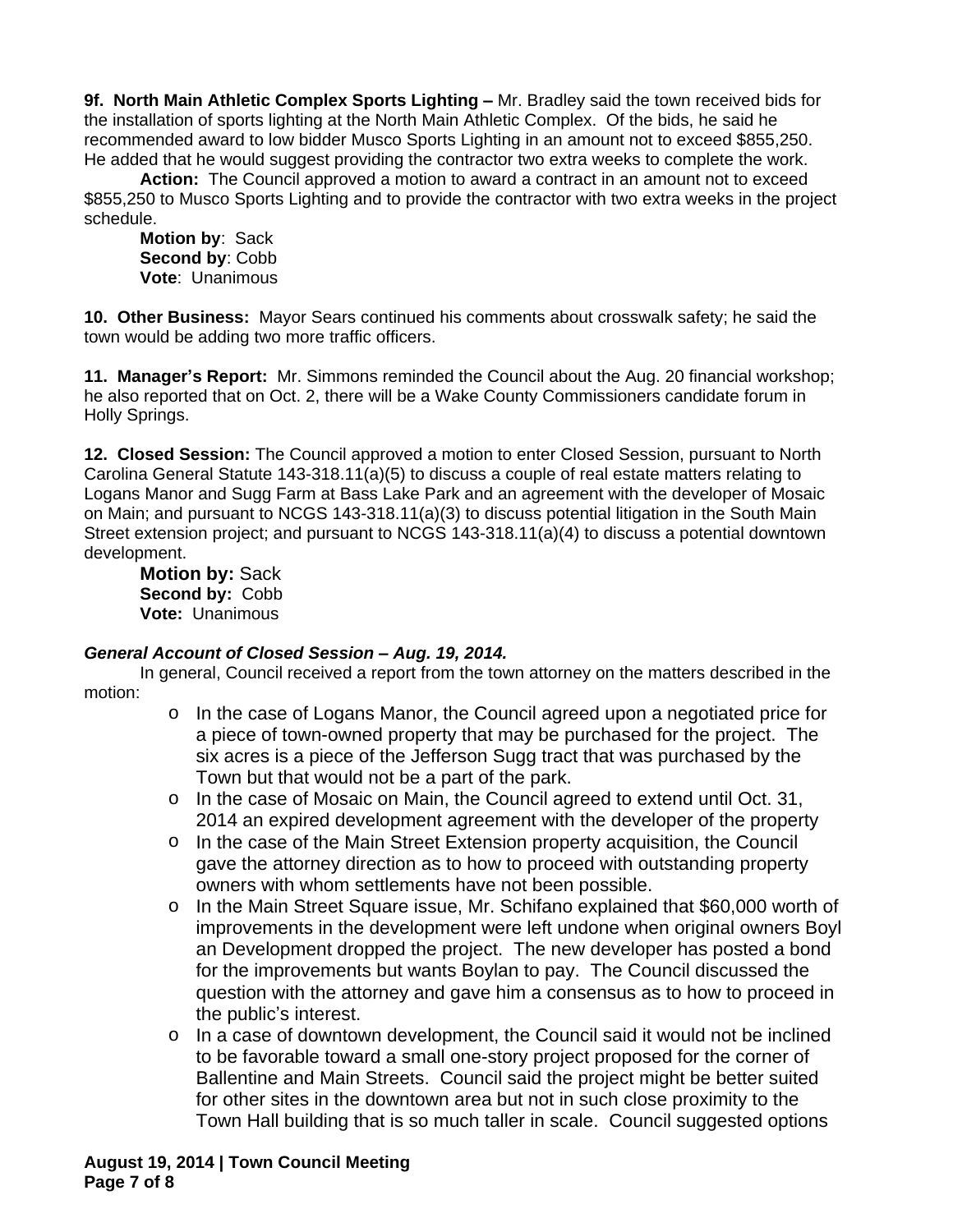**9f. North Main Athletic Complex Sports Lighting –** Mr. Bradley said the town received bids for the installation of sports lighting at the North Main Athletic Complex. Of the bids, he said he recommended award to low bidder Musco Sports Lighting in an amount not to exceed $855,250. He added that he would suggest providing the contractor two extra weeks to complete the work.

**Action:** The Council approved a motion to award a contract in an amount not to exceed $855,250 to Musco Sports Lighting and to provide the contractor with two extra weeks in the project schedule.

**Motion by**: Sack
**Second by**: Cobb
**Vote**: Unanimous

**10. Other Business:** Mayor Sears continued his comments about crosswalk safety; he said the town would be adding two more traffic officers.

**11. Manager's Report:** Mr. Simmons reminded the Council about the Aug. 20 financial workshop; he also reported that on Oct. 2, there will be a Wake County Commissioners candidate forum in Holly Springs.

**12. Closed Session:** The Council approved a motion to enter Closed Session, pursuant to North Carolina General Statute 143-318.11(a)(5) to discuss a couple of real estate matters relating to Logans Manor and Sugg Farm at Bass Lake Park and an agreement with the developer of Mosaic on Main; and pursuant to NCGS 143-318.11(a)(3) to discuss potential litigation in the South Main Street extension project; and pursuant to NCGS 143-318.11(a)(4) to discuss a potential downtown development.

**Motion by:** Sack
**Second by:** Cobb
**Vote:** Unanimous

***General Account of Closed Session – Aug. 19, 2014.***

In general, Council received a report from the town attorney on the matters described in the motion:

- In the case of Logans Manor, the Council agreed upon a negotiated price for a piece of town-owned property that may be purchased for the project. The six acres is a piece of the Jefferson Sugg tract that was purchased by the Town but that would not be a part of the park.
- In the case of Mosaic on Main, the Council agreed to extend until Oct. 31, 2014 an expired development agreement with the developer of the property
- In the case of the Main Street Extension property acquisition, the Council gave the attorney direction as to how to proceed with outstanding property owners with whom settlements have not been possible.
- In the Main Street Square issue, Mr. Schifano explained that $60,000 worth of improvements in the development were left undone when original owners Boylan Development dropped the project. The new developer has posted a bond for the improvements but wants Boylan to pay. The Council discussed the question with the attorney and gave him a consensus as to how to proceed in the public's interest.
- In a case of downtown development, the Council said it would not be inclined to be favorable toward a small one-story project proposed for the corner of Ballentine and Main Streets. Council said the project might be better suited for other sites in the downtown area but not in such close proximity to the Town Hall building that is so much taller in scale. Council suggested options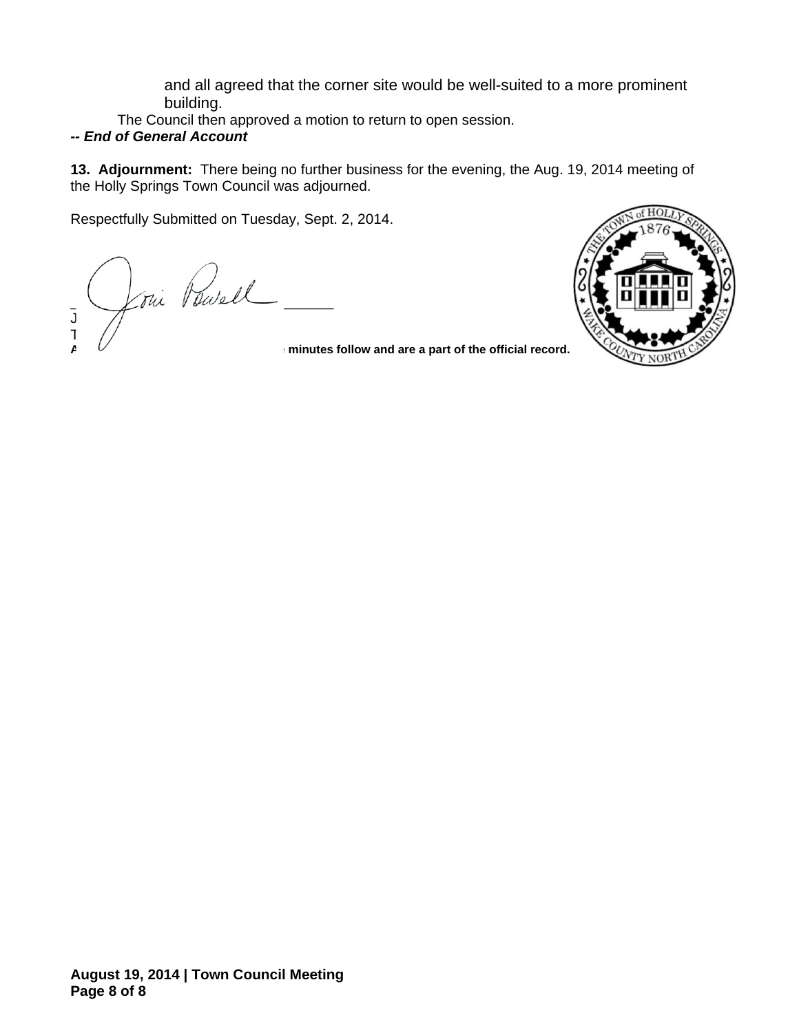and all agreed that the corner site would be well-suited to a more prominent building.

The Council then approved a motion to return to open session.

***-- End of General Account***

**13. Adjournment:** There being no further business for the evening, the Aug. 19, 2014 meeting of the Holly Springs Town Council was adjourned.

Respectfully Submitted on Tuesday, Sept. 2, 2014.

J
T
**A minutes follow and are a part of the official record.**